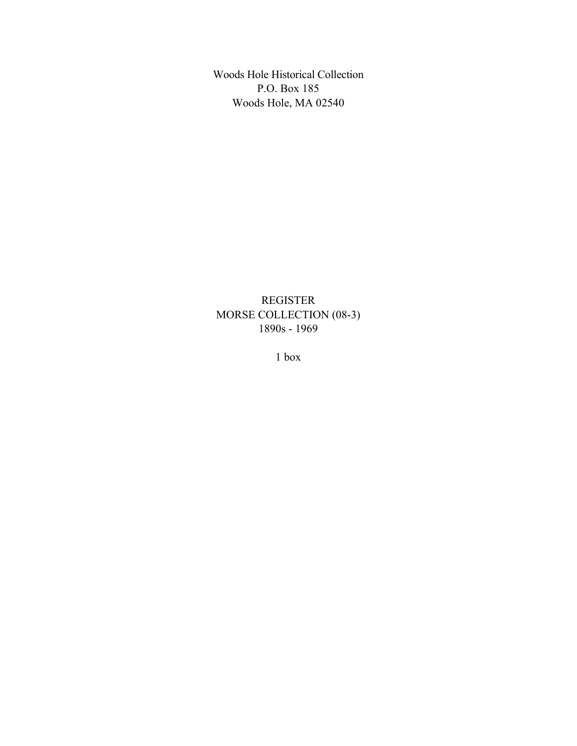Woods Hole Historical Collection
P.O. Box 185
Woods Hole, MA 02540

# REGISTER
# MORSE COLLECTION (08-3)
# 1890s - 1969

1 box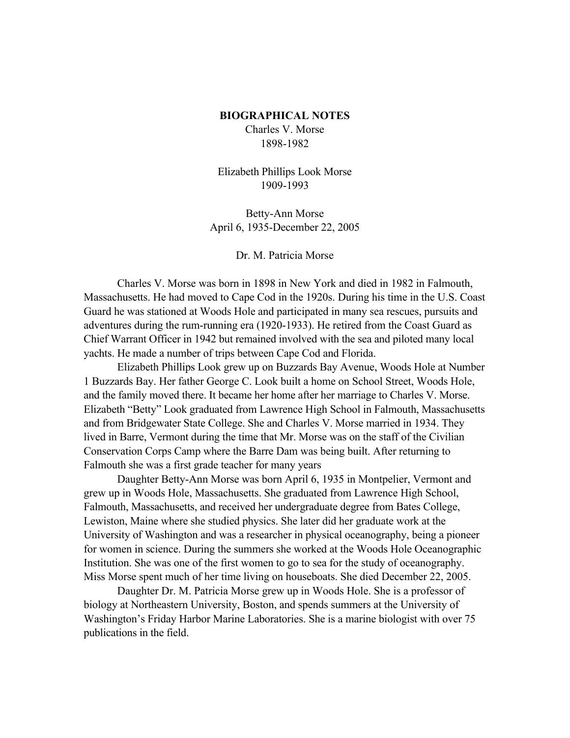**BIOGRAPHICAL NOTES**

Charles V. Morse
1898-1982

Elizabeth Phillips Look Morse
1909-1993

Betty-Ann Morse
April 6, 1935-December 22, 2005

Dr. M. Patricia Morse

Charles V. Morse was born in 1898 in New York and died in 1982 in Falmouth, Massachusetts. He had moved to Cape Cod in the 1920s. During his time in the U.S. Coast Guard he was stationed at Woods Hole and participated in many sea rescues, pursuits and adventures during the rum-running era (1920-1933). He retired from the Coast Guard as Chief Warrant Officer in 1942 but remained involved with the sea and piloted many local yachts. He made a number of trips between Cape Cod and Florida.

Elizabeth Phillips Look grew up on Buzzards Bay Avenue, Woods Hole at Number 1 Buzzards Bay. Her father George C. Look built a home on School Street, Woods Hole, and the family moved there. It became her home after her marriage to Charles V. Morse. Elizabeth "Betty" Look graduated from Lawrence High School in Falmouth, Massachusetts and from Bridgewater State College. She and Charles V. Morse married in 1934. They lived in Barre, Vermont during the time that Mr. Morse was on the staff of the Civilian Conservation Corps Camp where the Barre Dam was being built. After returning to Falmouth she was a first grade teacher for many years

Daughter Betty-Ann Morse was born April 6, 1935 in Montpelier, Vermont and grew up in Woods Hole, Massachusetts. She graduated from Lawrence High School, Falmouth, Massachusetts, and received her undergraduate degree from Bates College, Lewiston, Maine where she studied physics. She later did her graduate work at the University of Washington and was a researcher in physical oceanography, being a pioneer for women in science. During the summers she worked at the Woods Hole Oceanographic Institution. She was one of the first women to go to sea for the study of oceanography. Miss Morse spent much of her time living on houseboats. She died December 22, 2005.

Daughter Dr. M. Patricia Morse grew up in Woods Hole. She is a professor of biology at Northeastern University, Boston, and spends summers at the University of Washington's Friday Harbor Marine Laboratories. She is a marine biologist with over 75 publications in the field.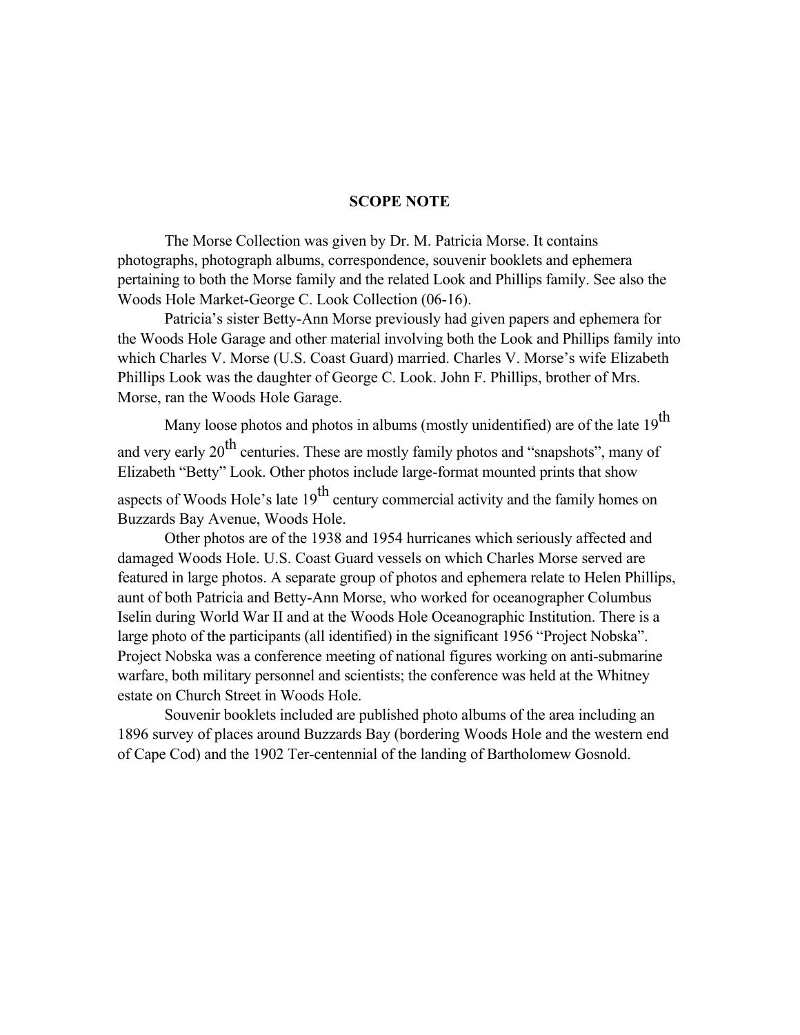## SCOPE NOTE

The Morse Collection was given by Dr. M. Patricia Morse. It contains photographs, photograph albums, correspondence, souvenir booklets and ephemera pertaining to both the Morse family and the related Look and Phillips family. See also the Woods Hole Market-George C. Look Collection (06-16).

Patricia's sister Betty-Ann Morse previously had given papers and ephemera for the Woods Hole Garage and other material involving both the Look and Phillips family into which Charles V. Morse (U.S. Coast Guard) married. Charles V. Morse's wife Elizabeth Phillips Look was the daughter of George C. Look. John F. Phillips, brother of Mrs. Morse, ran the Woods Hole Garage.

Many loose photos and photos in albums (mostly unidentified) are of the late 19th and very early 20th centuries. These are mostly family photos and "snapshots", many of Elizabeth "Betty" Look. Other photos include large-format mounted prints that show aspects of Woods Hole's late 19th century commercial activity and the family homes on Buzzards Bay Avenue, Woods Hole.

Other photos are of the 1938 and 1954 hurricanes which seriously affected and damaged Woods Hole. U.S. Coast Guard vessels on which Charles Morse served are featured in large photos. A separate group of photos and ephemera relate to Helen Phillips, aunt of both Patricia and Betty-Ann Morse, who worked for oceanographer Columbus Iselin during World War II and at the Woods Hole Oceanographic Institution. There is a large photo of the participants (all identified) in the significant 1956 "Project Nobska". Project Nobska was a conference meeting of national figures working on anti-submarine warfare, both military personnel and scientists; the conference was held at the Whitney estate on Church Street in Woods Hole.

Souvenir booklets included are published photo albums of the area including an 1896 survey of places around Buzzards Bay (bordering Woods Hole and the western end of Cape Cod) and the 1902 Ter-centennial of the landing of Bartholomew Gosnold.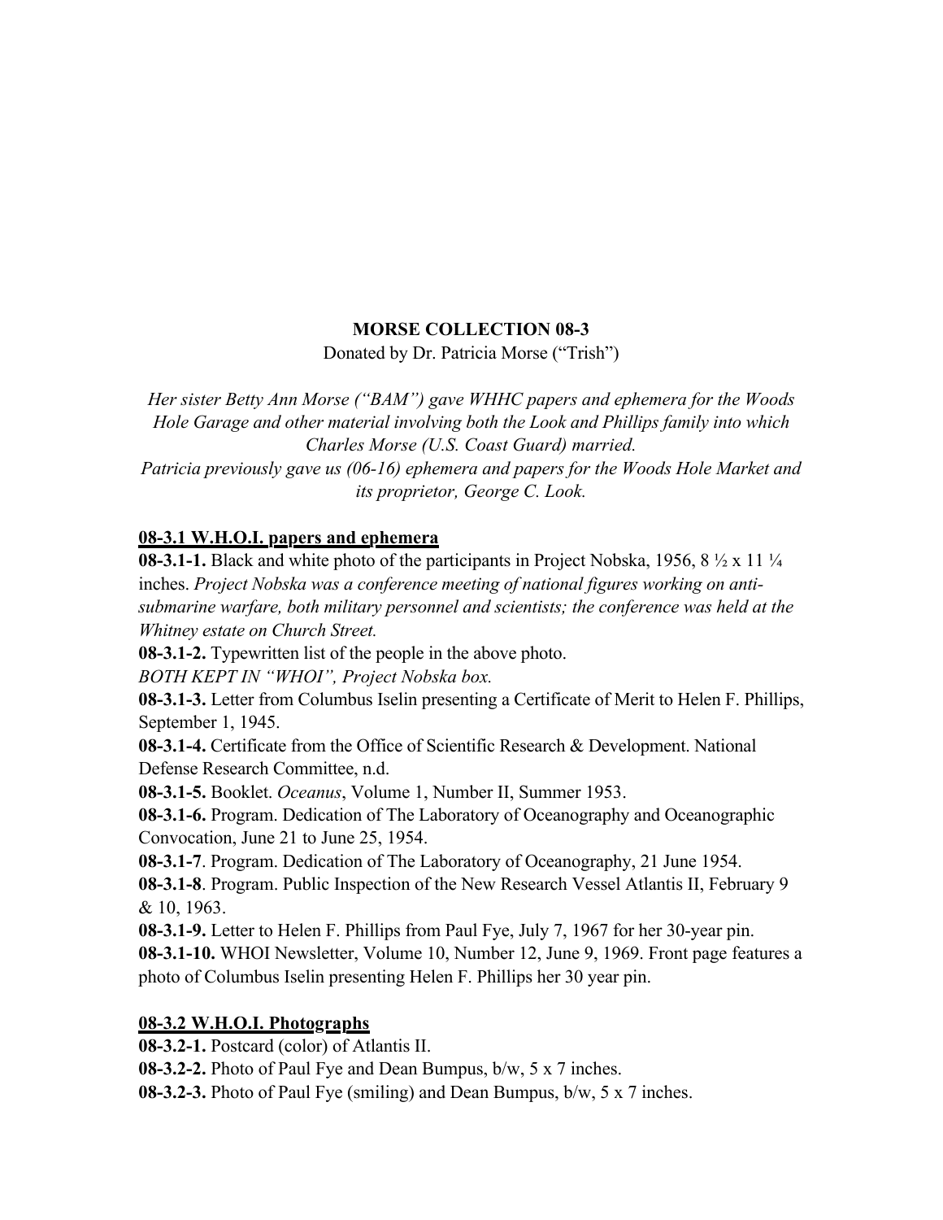**MORSE COLLECTION 08-3**

Donated by Dr. Patricia Morse ("Trish")

*Her sister Betty Ann Morse ("BAM") gave WHHC papers and ephemera for the Woods Hole Garage and other material involving both the Look and Phillips family into which Charles Morse (U.S. Coast Guard) married.*
*Patricia previously gave us (06-16) ephemera and papers for the Woods Hole Market and its proprietor, George C. Look.*

## 08-3.1 W.H.O.I. papers and ephemera

**08-3.1-1.** Black and white photo of the participants in Project Nobska, 1956, 8 ½ x 11 ¼ inches. *Project Nobska was a conference meeting of national figures working on anti-submarine warfare, both military personnel and scientists; the conference was held at the Whitney estate on Church Street.*

**08-3.1-2.** Typewritten list of the people in the above photo.
*BOTH KEPT IN "WHOI", Project Nobska box.*

**08-3.1-3.** Letter from Columbus Iselin presenting a Certificate of Merit to Helen F. Phillips, September 1, 1945.

**08-3.1-4.** Certificate from the Office of Scientific Research & Development. National Defense Research Committee, n.d.

**08-3.1-5.** Booklet. *Oceanus*, Volume 1, Number II, Summer 1953.

**08-3.1-6.** Program. Dedication of The Laboratory of Oceanography and Oceanographic Convocation, June 21 to June 25, 1954.

**08-3.1-7**. Program. Dedication of The Laboratory of Oceanography, 21 June 1954.

**08-3.1-8**. Program. Public Inspection of the New Research Vessel Atlantis II, February 9 & 10, 1963.

**08-3.1-9.** Letter to Helen F. Phillips from Paul Fye, July 7, 1967 for her 30-year pin.

**08-3.1-10.** WHOI Newsletter, Volume 10, Number 12, June 9, 1969. Front page features a photo of Columbus Iselin presenting Helen F. Phillips her 30 year pin.

## 08-3.2 W.H.O.I. Photographs

**08-3.2-1.** Postcard (color) of Atlantis II.

**08-3.2-2.** Photo of Paul Fye and Dean Bumpus, b/w, 5 x 7 inches.

**08-3.2-3.** Photo of Paul Fye (smiling) and Dean Bumpus, b/w, 5 x 7 inches.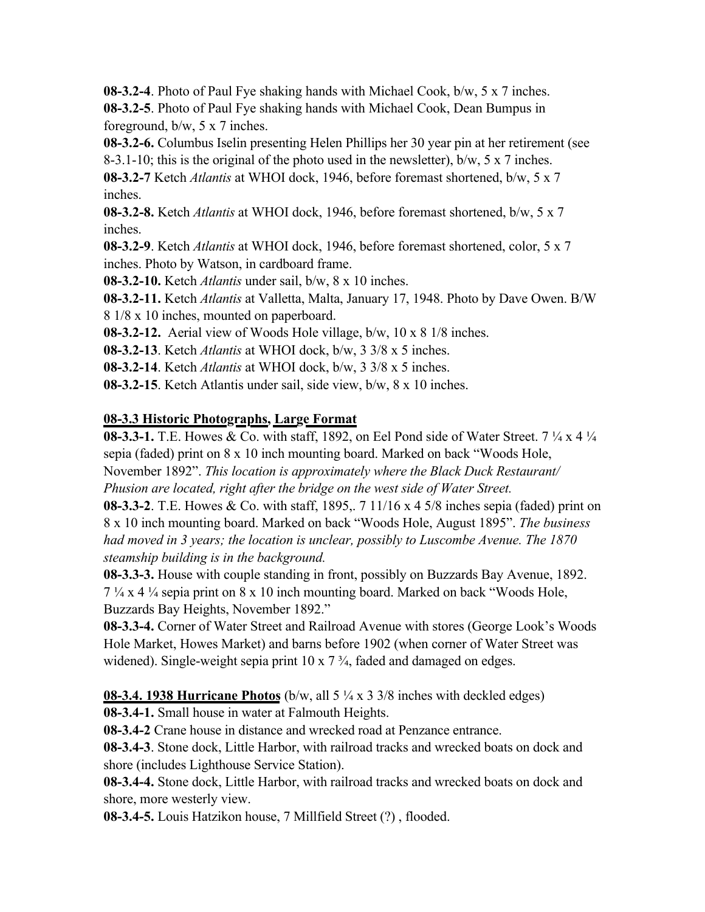**08-3.2-4**. Photo of Paul Fye shaking hands with Michael Cook, b/w, 5 x 7 inches.

**08-3.2-5**. Photo of Paul Fye shaking hands with Michael Cook, Dean Bumpus in foreground, b/w, 5 x 7 inches.

**08-3.2-6.** Columbus Iselin presenting Helen Phillips her 30 year pin at her retirement (see 8-3.1-10; this is the original of the photo used in the newsletter), b/w, 5 x 7 inches.

**08-3.2-7** Ketch *Atlantis* at WHOI dock, 1946, before foremast shortened, b/w, 5 x 7 inches.

**08-3.2-8.** Ketch *Atlantis* at WHOI dock, 1946, before foremast shortened, b/w, 5 x 7 inches.

**08-3.2-9**. Ketch *Atlantis* at WHOI dock, 1946, before foremast shortened, color, 5 x 7 inches. Photo by Watson, in cardboard frame.

**08-3.2-10.** Ketch *Atlantis* under sail, b/w, 8 x 10 inches.

**08-3.2-11.** Ketch *Atlantis* at Valletta, Malta, January 17, 1948. Photo by Dave Owen. B/W 8 1/8 x 10 inches, mounted on paperboard.

**08-3.2-12.** Aerial view of Woods Hole village, b/w, 10 x 8 1/8 inches.

**08-3.2-13**. Ketch *Atlantis* at WHOI dock, b/w, 3 3/8 x 5 inches.

**08-3.2-14**. Ketch *Atlantis* at WHOI dock, b/w, 3 3/8 x 5 inches.

**08-3.2-15**. Ketch Atlantis under sail, side view, b/w, 8 x 10 inches.

## 08-3.3 Historic Photographs, Large Format

**08-3.3-1.** T.E. Howes & Co. with staff, 1892, on Eel Pond side of Water Street. 7 ¼ x 4 ¼ sepia (faded) print on 8 x 10 inch mounting board. Marked on back "Woods Hole, November 1892". *This location is approximately where the Black Duck Restaurant/ Phusion are located, right after the bridge on the west side of Water Street.*

**08-3.3-2**. T.E. Howes & Co. with staff, 1895,. 7 11/16 x 4 5/8 inches sepia (faded) print on 8 x 10 inch mounting board. Marked on back "Woods Hole, August 1895". *The business had moved in 3 years; the location is unclear, possibly to Luscombe Avenue. The 1870 steamship building is in the background.*

**08-3.3-3.** House with couple standing in front, possibly on Buzzards Bay Avenue, 1892. 7 ¼ x 4 ¼ sepia print on 8 x 10 inch mounting board. Marked on back "Woods Hole, Buzzards Bay Heights, November 1892."

**08-3.3-4.** Corner of Water Street and Railroad Avenue with stores (George Look's Woods Hole Market, Howes Market) and barns before 1902 (when corner of Water Street was widened). Single-weight sepia print 10 x 7 ¾, faded and damaged on edges.

## 08-3.4. 1938 Hurricane Photos (b/w, all 5 ¼ x 3 3/8 inches with deckled edges)

**08-3.4-1.** Small house in water at Falmouth Heights.

**08-3.4-2** Crane house in distance and wrecked road at Penzance entrance.

**08-3.4-3**. Stone dock, Little Harbor, with railroad tracks and wrecked boats on dock and shore (includes Lighthouse Service Station).

**08-3.4-4.** Stone dock, Little Harbor, with railroad tracks and wrecked boats on dock and shore, more westerly view.

**08-3.4-5.** Louis Hatzikon house, 7 Millfield Street (?) , flooded.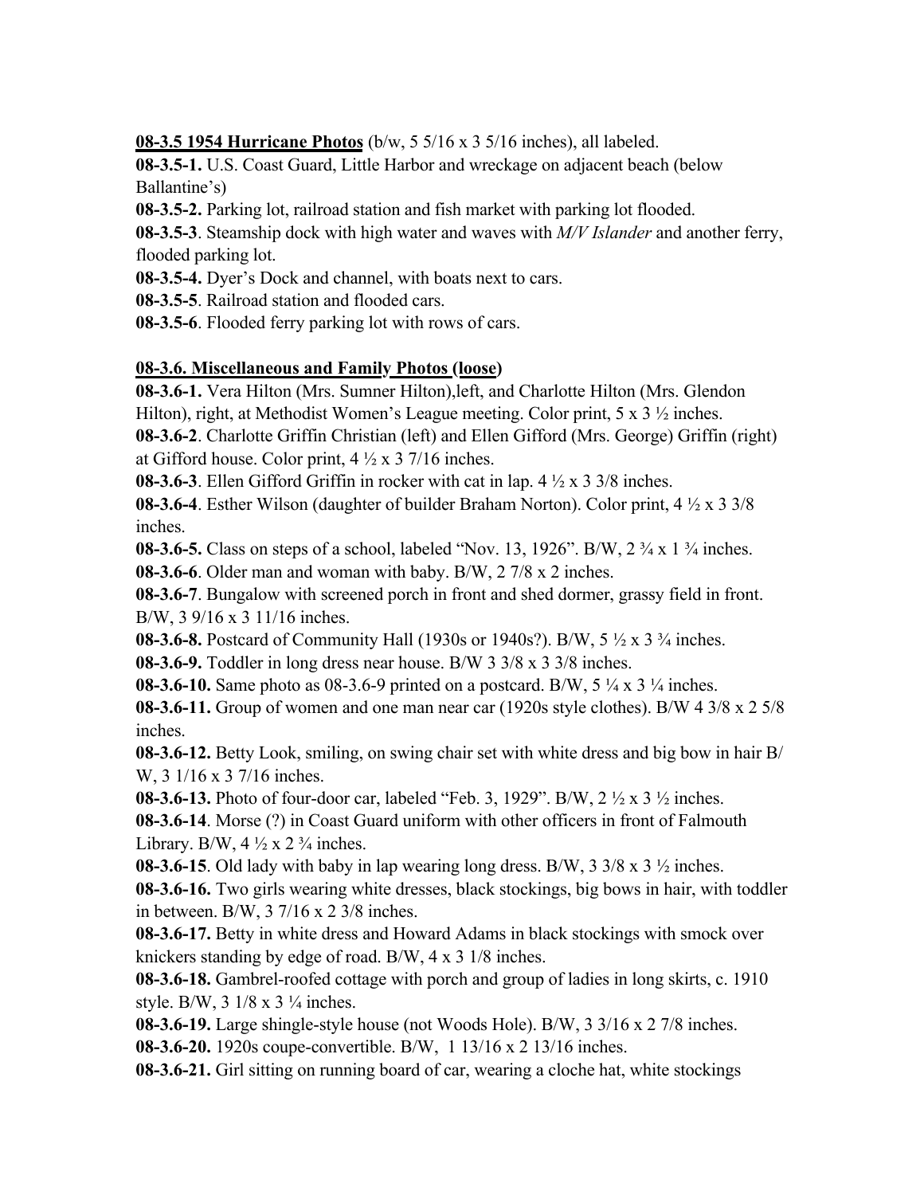**08-3.5 1954 Hurricane Photos** (b/w, 5 5/16 x 3 5/16 inches), all labeled.

**08-3.5-1.** U.S. Coast Guard, Little Harbor and wreckage on adjacent beach (below Ballantine's)

**08-3.5-2.** Parking lot, railroad station and fish market with parking lot flooded.

**08-3.5-3**. Steamship dock with high water and waves with *M/V Islander* and another ferry, flooded parking lot.

**08-3.5-4.** Dyer's Dock and channel, with boats next to cars.

**08-3.5-5**. Railroad station and flooded cars.

**08-3.5-6**. Flooded ferry parking lot with rows of cars.

**08-3.6. Miscellaneous and Family Photos (loose)**

**08-3.6-1.** Vera Hilton (Mrs. Sumner Hilton),left, and Charlotte Hilton (Mrs. Glendon Hilton), right, at Methodist Women's League meeting. Color print, 5 x 3 ½ inches.

**08-3.6-2**. Charlotte Griffin Christian (left) and Ellen Gifford (Mrs. George) Griffin (right) at Gifford house. Color print, 4 ½ x 3 7/16 inches.

**08-3.6-3**. Ellen Gifford Griffin in rocker with cat in lap. 4 ½ x 3 3/8 inches.

**08-3.6-4**. Esther Wilson (daughter of builder Braham Norton). Color print, 4 ½ x 3 3/8 inches.

**08-3.6-5.** Class on steps of a school, labeled "Nov. 13, 1926". B/W, 2 ¾ x 1 ¾ inches.

**08-3.6-6**. Older man and woman with baby. B/W, 2 7/8 x 2 inches.

**08-3.6-7**. Bungalow with screened porch in front and shed dormer, grassy field in front. B/W, 3 9/16 x 3 11/16 inches.

**08-3.6-8.** Postcard of Community Hall (1930s or 1940s?). B/W, 5 ½ x 3 ¾ inches.

**08-3.6-9.** Toddler in long dress near house. B/W 3 3/8 x 3 3/8 inches.

**08-3.6-10.** Same photo as 08-3.6-9 printed on a postcard. B/W, 5 ¼ x 3 ¼ inches.

**08-3.6-11.** Group of women and one man near car (1920s style clothes). B/W 4 3/8 x 2 5/8 inches.

**08-3.6-12.** Betty Look, smiling, on swing chair set with white dress and big bow in hair B/W, 3 1/16 x 3 7/16 inches.

**08-3.6-13.** Photo of four-door car, labeled "Feb. 3, 1929". B/W, 2 ½ x 3 ½ inches.

**08-3.6-14**. Morse (?) in Coast Guard uniform with other officers in front of Falmouth Library. B/W, 4 ½ x 2 ¾ inches.

**08-3.6-15**. Old lady with baby in lap wearing long dress. B/W, 3 3/8 x 3 ½ inches.

**08-3.6-16.** Two girls wearing white dresses, black stockings, big bows in hair, with toddler in between. B/W, 3 7/16 x 2 3/8 inches.

**08-3.6-17.** Betty in white dress and Howard Adams in black stockings with smock over knickers standing by edge of road. B/W, 4 x 3 1/8 inches.

**08-3.6-18.** Gambrel-roofed cottage with porch and group of ladies in long skirts, c. 1910 style. B/W, 3 1/8 x 3 ¼ inches.

**08-3.6-19.** Large shingle-style house (not Woods Hole). B/W, 3 3/16 x 2 7/8 inches.

**08-3.6-20.** 1920s coupe-convertible. B/W, 1 13/16 x 2 13/16 inches.

**08-3.6-21.** Girl sitting on running board of car, wearing a cloche hat, white stockings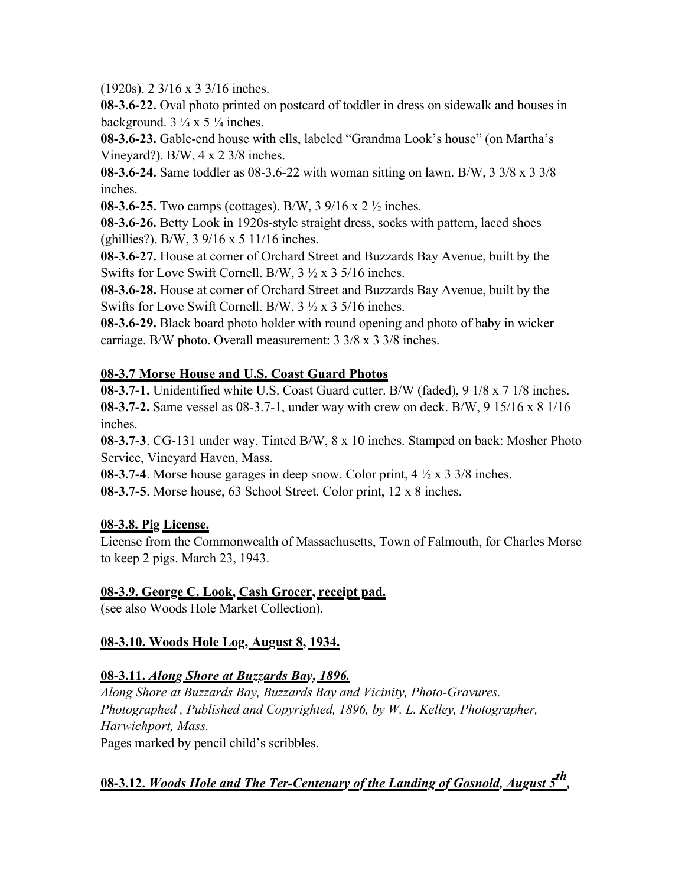(1920s). 2 3/16 x 3 3/16 inches.

**08-3.6-22.** Oval photo printed on postcard of toddler in dress on sidewalk and houses in background. 3 ¼ x 5 ¼ inches.

**08-3.6-23.** Gable-end house with ells, labeled "Grandma Look's house" (on Martha's Vineyard?). B/W, 4 x 2 3/8 inches.

**08-3.6-24.** Same toddler as 08-3.6-22 with woman sitting on lawn. B/W, 3 3/8 x 3 3/8 inches.

**08-3.6-25.** Two camps (cottages). B/W, 3 9/16 x 2 ½ inches.

**08-3.6-26.** Betty Look in 1920s-style straight dress, socks with pattern, laced shoes (ghillies?). B/W, 3 9/16 x 5 11/16 inches.

**08-3.6-27.** House at corner of Orchard Street and Buzzards Bay Avenue, built by the Swifts for Love Swift Cornell. B/W, 3 ½ x 3 5/16 inches.

**08-3.6-28.** House at corner of Orchard Street and Buzzards Bay Avenue, built by the Swifts for Love Swift Cornell. B/W, 3 ½ x 3 5/16 inches.

**08-3.6-29.** Black board photo holder with round opening and photo of baby in wicker carriage. B/W photo. Overall measurement: 3 3/8 x 3 3/8 inches.

**08-3.7 Morse House and U.S. Coast Guard Photos**

**08-3.7-1.** Unidentified white U.S. Coast Guard cutter. B/W (faded), 9 1/8 x 7 1/8 inches.

**08-3.7-2.** Same vessel as 08-3.7-1, under way with crew on deck. B/W, 9 15/16 x 8 1/16 inches.

**08-3.7-3**. CG-131 under way. Tinted B/W, 8 x 10 inches. Stamped on back: Mosher Photo Service, Vineyard Haven, Mass.

**08-3.7-4**. Morse house garages in deep snow. Color print, 4 ½ x 3 3/8 inches.

**08-3.7-5**. Morse house, 63 School Street. Color print, 12 x 8 inches.

**08-3.8. Pig License.**

License from the Commonwealth of Massachusetts, Town of Falmouth, for Charles Morse to keep 2 pigs. March 23, 1943.

**08-3.9. George C. Look, Cash Grocer, receipt pad.**

(see also Woods Hole Market Collection).

**08-3.10. Woods Hole Log, August 8, 1934.**

**08-3.11. *Along Shore at Buzzards Bay, 1896.***

*Along Shore at Buzzards Bay, Buzzards Bay and Vicinity, Photo-Gravures. Photographed , Published and Copyrighted, 1896, by W. L. Kelley, Photographer, Harwichport, Mass.*

Pages marked by pencil child's scribbles.

**08-3.12. *Woods Hole and The Ter-Centenary of the Landing of Gosnold, August 5th,***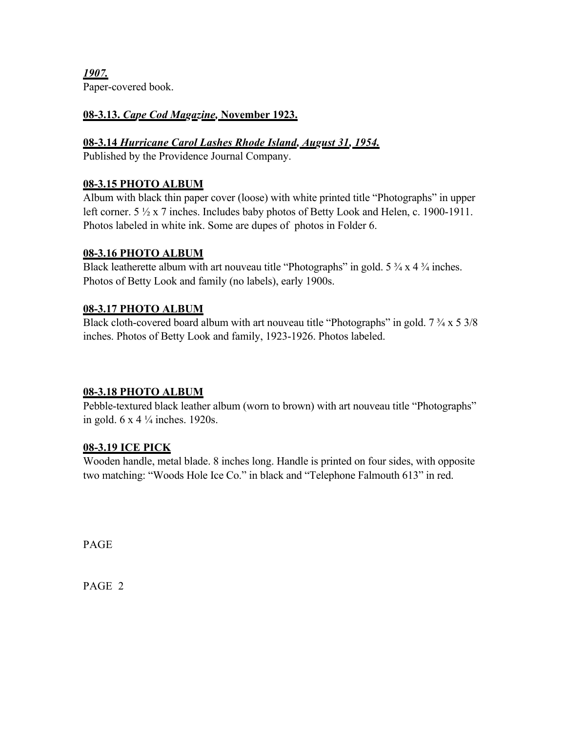***1907.***
Paper-covered book.

**08-3.13. *Cape Cod Magazine,* November 1923.**

**08-3.14 *Hurricane Carol Lashes Rhode Island, August 31, 1954.***
Published by the Providence Journal Company.

**08-3.15 PHOTO ALBUM**
Album with black thin paper cover (loose) with white printed title “Photographs” in upper left corner. 5 ½ x 7 inches. Includes baby photos of Betty Look and Helen, c. 1900-1911. Photos labeled in white ink. Some are dupes of photos in Folder 6.

**08-3.16 PHOTO ALBUM**
Black leatherette album with art nouveau title “Photographs” in gold. 5 ¾ x 4 ¾ inches. Photos of Betty Look and family (no labels), early 1900s.

**08-3.17 PHOTO ALBUM**
Black cloth-covered board album with art nouveau title “Photographs” in gold. 7 ¾ x 5 3/8 inches. Photos of Betty Look and family, 1923-1926. Photos labeled.

**08-3.18 PHOTO ALBUM**
Pebble-textured black leather album (worn to brown) with art nouveau title “Photographs” in gold. 6 x 4 ¼ inches. 1920s.

**08-3.19 ICE PICK**
Wooden handle, metal blade. 8 inches long. Handle is printed on four sides, with opposite two matching: “Woods Hole Ice Co.” in black and “Telephone Falmouth 613” in red.